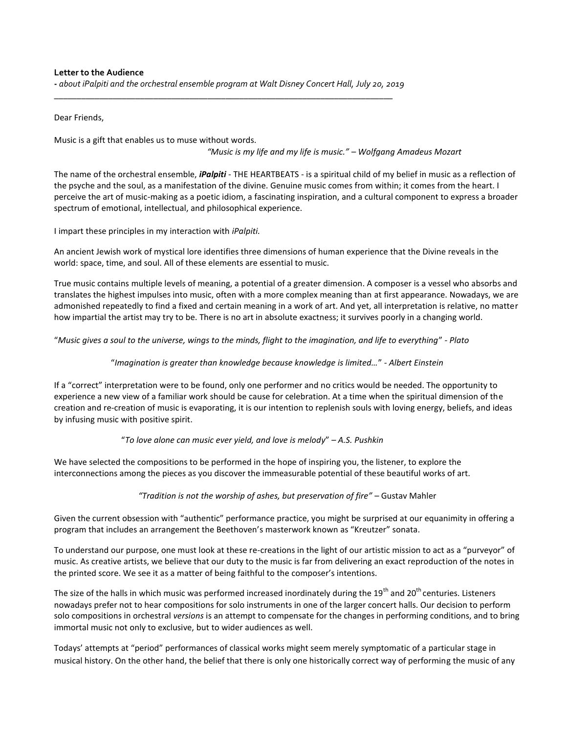**Letter to the Audience**

*- about iPalpiti and the orchestral ensemble program at Walt Disney Concert Hall, July 20, 2019*

---

Dear Friends,

Music is a gift that enables us to muse without words.

*"Music is my life and my life is music." – Wolfgang Amadeus Mozart*

The name of the orchestral ensemble, ***iPalpiti*** - THE HEARTBEATS - is a spiritual child of my belief in music as a reflection of the psyche and the soul, as a manifestation of the divine. Genuine music comes from within; it comes from the heart. I perceive the art of music-making as a poetic idiom, a fascinating inspiration, and a cultural component to express a broader spectrum of emotional, intellectual, and philosophical experience.

I impart these principles in my interaction with *iPalpiti.*

An ancient Jewish work of mystical lore identifies three dimensions of human experience that the Divine reveals in the world: space, time, and soul. All of these elements are essential to music.

True music contains multiple levels of meaning, a potential of a greater dimension. A composer is a vessel who absorbs and translates the highest impulses into music, often with a more complex meaning than at first appearance. Nowadays, we are admonished repeatedly to find a fixed and certain meaning in a work of art. And yet, all interpretation is relative, no matter how impartial the artist may try to be. There is no art in absolute exactness; it survives poorly in a changing world.

"*Music gives a soul to the universe, wings to the minds, flight to the imagination, and life to everything*" *- Plato*

"*Imagination is greater than knowledge because knowledge is limited…*" *- Albert Einstein*

If a "correct" interpretation were to be found, only one performer and no critics would be needed. The opportunity to experience a new view of a familiar work should be cause for celebration. At a time when the spiritual dimension of the creation and re-creation of music is evaporating, it is our intention to replenish souls with loving energy, beliefs, and ideas by infusing music with positive spirit.

"*To love alone can music ever yield, and love is melody*" *– A.S. Pushkin*

We have selected the compositions to be performed in the hope of inspiring you, the listener, to explore the interconnections among the pieces as you discover the immeasurable potential of these beautiful works of art.

*"Tradition is not the worship of ashes, but preservation of fire" –* Gustav Mahler

Given the current obsession with "authentic" performance practice, you might be surprised at our equanimity in offering a program that includes an arrangement the Beethoven's masterwork known as "Kreutzer" sonata.

To understand our purpose, one must look at these re-creations in the light of our artistic mission to act as a "purveyor" of music. As creative artists, we believe that our duty to the music is far from delivering an exact reproduction of the notes in the printed score. We see it as a matter of being faithful to the composer's intentions.

The size of the halls in which music was performed increased inordinately during the 19th and 20th centuries. Listeners nowadays prefer not to hear compositions for solo instruments in one of the larger concert halls. Our decision to perform solo compositions in orchestral *versions* is an attempt to compensate for the changes in performing conditions, and to bring immortal music not only to exclusive, but to wider audiences as well.

Todays' attempts at "period" performances of classical works might seem merely symptomatic of a particular stage in musical history. On the other hand, the belief that there is only one historically correct way of performing the music of any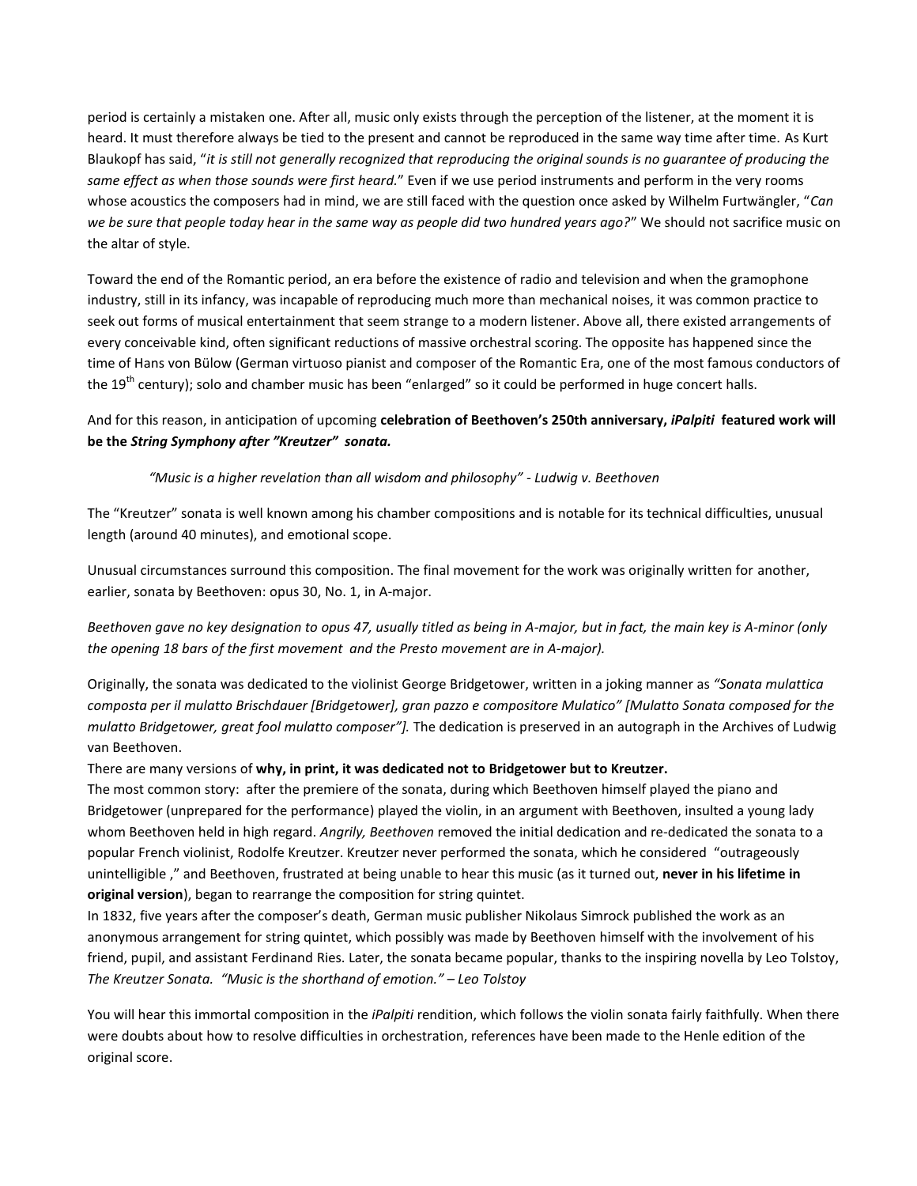period is certainly a mistaken one. After all, music only exists through the perception of the listener, at the moment it is heard. It must therefore always be tied to the present and cannot be reproduced in the same way time after time. As Kurt Blaukopf has said, "*it is still not generally recognized that reproducing the original sounds is no guarantee of producing the same effect as when those sounds were first heard.*" Even if we use period instruments and perform in the very rooms whose acoustics the composers had in mind, we are still faced with the question once asked by Wilhelm Furtwängler, "*Can we be sure that people today hear in the same way as people did two hundred years ago?*" We should not sacrifice music on the altar of style.

Toward the end of the Romantic period, an era before the existence of radio and television and when the gramophone industry, still in its infancy, was incapable of reproducing much more than mechanical noises, it was common practice to seek out forms of musical entertainment that seem strange to a modern listener. Above all, there existed arrangements of every conceivable kind, often significant reductions of massive orchestral scoring. The opposite has happened since the time of Hans von Bülow (German virtuoso pianist and composer of the Romantic Era, one of the most famous conductors of the 19th century); solo and chamber music has been "enlarged" so it could be performed in huge concert halls.

And for this reason, in anticipation of upcoming **celebration of Beethoven's 250th anniversary, *iPalpiti* featured work will be the *String Symphony after "Kreutzer" sonata.***

> *"Music is a higher revelation than all wisdom and philosophy" - Ludwig v. Beethoven*

The "Kreutzer" sonata is well known among his chamber compositions and is notable for its technical difficulties, unusual length (around 40 minutes), and emotional scope.

Unusual circumstances surround this composition. The final movement for the work was originally written for another, earlier, sonata by Beethoven: opus 30, No. 1, in A-major.

*Beethoven gave no key designation to opus 47, usually titled as being in A-major, but in fact, the main key is A-minor (only the opening 18 bars of the first movement and the Presto movement are in A-major).*

Originally, the sonata was dedicated to the violinist George Bridgetower, written in a joking manner as *"Sonata mulattica composta per il mulatto Brischdauer [Bridgetower], gran pazzo e compositore Mulatico" [Mulatto Sonata composed for the mulatto Bridgetower, great fool mulatto composer"].* The dedication is preserved in an autograph in the Archives of Ludwig van Beethoven.

There are many versions of **why, in print, it was dedicated not to Bridgetower but to Kreutzer.**

The most common story: after the premiere of the sonata, during which Beethoven himself played the piano and Bridgetower (unprepared for the performance) played the violin, in an argument with Beethoven, insulted a young lady whom Beethoven held in high regard. *Angrily, Beethoven* removed the initial dedication and re-dedicated the sonata to a popular French violinist, Rodolfe Kreutzer. Kreutzer never performed the sonata, which he considered "outrageously unintelligible ," and Beethoven, frustrated at being unable to hear this music (as it turned out, **never in his lifetime in original version**), began to rearrange the composition for string quintet.

In 1832, five years after the composer's death, German music publisher Nikolaus Simrock published the work as an anonymous arrangement for string quintet, which possibly was made by Beethoven himself with the involvement of his friend, pupil, and assistant Ferdinand Ries. Later, the sonata became popular, thanks to the inspiring novella by Leo Tolstoy, *The Kreutzer Sonata. "Music is the shorthand of emotion." – Leo Tolstoy*

You will hear this immortal composition in the *iPalpiti* rendition, which follows the violin sonata fairly faithfully. When there were doubts about how to resolve difficulties in orchestration, references have been made to the Henle edition of the original score.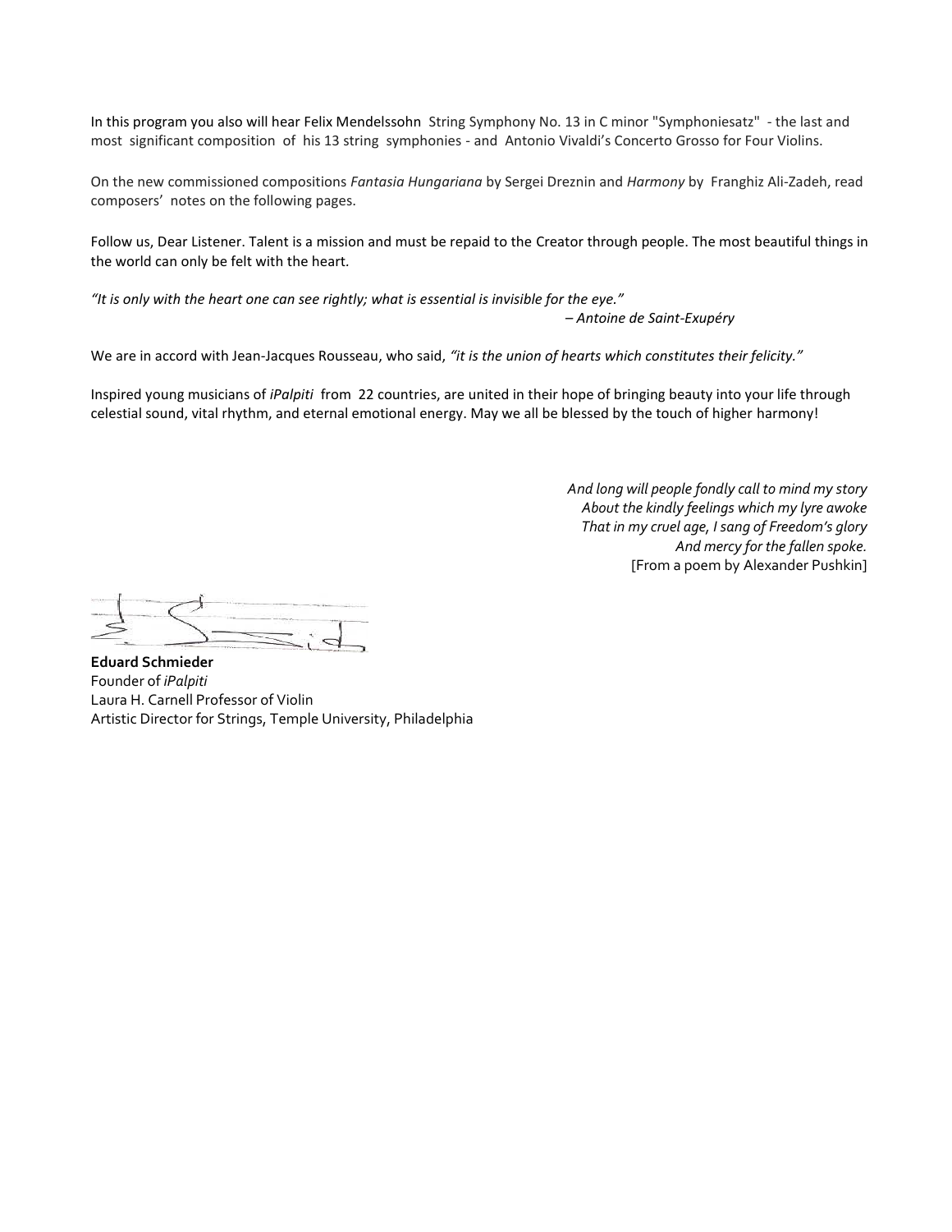In this program you also will hear Felix Mendelssohn String Symphony No. 13 in C minor "Symphoniesatz" - the last and most significant composition of his 13 string symphonies - and Antonio Vivaldi's Concerto Grosso for Four Violins.

On the new commissioned compositions *Fantasia Hungariana* by Sergei Dreznin and *Harmony* by Franghiz Ali-Zadeh, read composers' notes on the following pages.

Follow us, Dear Listener. Talent is a mission and must be repaid to the Creator through people. The most beautiful things in the world can only be felt with the heart.

*"It is only with the heart one can see rightly; what is essential is invisible for the eye."*
*– Antoine de Saint-Exupéry*

We are in accord with Jean-Jacques Rousseau, who said, *"it is the union of hearts which constitutes their felicity."*

Inspired young musicians of *iPalpiti* from 22 countries, are united in their hope of bringing beauty into your life through celestial sound, vital rhythm, and eternal emotional energy. May we all be blessed by the touch of higher harmony!

*And long will people fondly call to mind my story*
*About the kindly feelings which my lyre awoke*
*That in my cruel age, I sang of Freedom's glory*
*And mercy for the fallen spoke.*
[From a poem by Alexander Pushkin]

**Eduard Schmieder**
Founder of *iPalpiti*
Laura H. Carnell Professor of Violin
Artistic Director for Strings, Temple University, Philadelphia